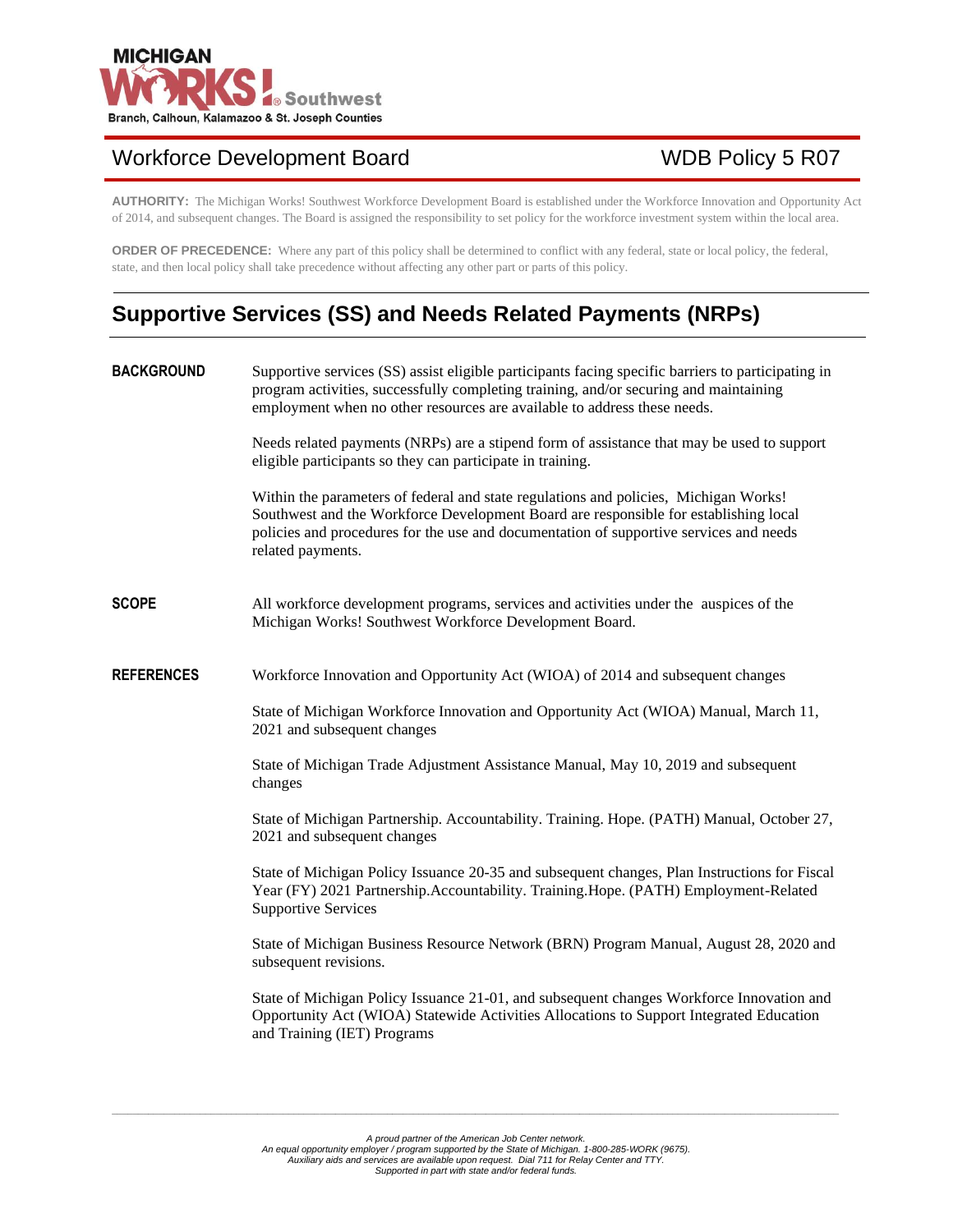MICHIGAN WORKS! Southwest
Branch, Calhoun, Kalamazoo & St. Joseph Counties

Workforce Development Board — WDB Policy 5 R07

**AUTHORITY:** The Michigan Works! Southwest Workforce Development Board is established under the Workforce Innovation and Opportunity Act of 2014, and subsequent changes. The Board is assigned the responsibility to set policy for the workforce investment system within the local area.

**ORDER OF PRECEDENCE:** Where any part of this policy shall be determined to conflict with any federal, state or local policy, the federal, state, and then local policy shall take precedence without affecting any other part or parts of this policy.

# Supportive Services (SS) and Needs Related Payments (NRPs)

## BACKGROUND

Supportive services (SS) assist eligible participants facing specific barriers to participating in program activities, successfully completing training, and/or securing and maintaining employment when no other resources are available to address these needs.

Needs related payments (NRPs) are a stipend form of assistance that may be used to support eligible participants so they can participate in training.

Within the parameters of federal and state regulations and policies, Michigan Works! Southwest and the Workforce Development Board are responsible for establishing local policies and procedures for the use and documentation of supportive services and needs related payments.

## SCOPE

All workforce development programs, services and activities under the auspices of the Michigan Works! Southwest Workforce Development Board.

## REFERENCES

Workforce Innovation and Opportunity Act (WIOA) of 2014 and subsequent changes

State of Michigan Workforce Innovation and Opportunity Act (WIOA) Manual, March 11, 2021 and subsequent changes

State of Michigan Trade Adjustment Assistance Manual, May 10, 2019 and subsequent changes

State of Michigan Partnership. Accountability. Training. Hope. (PATH) Manual, October 27, 2021 and subsequent changes

State of Michigan Policy Issuance 20-35 and subsequent changes, Plan Instructions for Fiscal Year (FY) 2021 Partnership.Accountability. Training.Hope. (PATH) Employment-Related Supportive Services

State of Michigan Business Resource Network (BRN) Program Manual, August 28, 2020 and subsequent revisions.

State of Michigan Policy Issuance 21-01, and subsequent changes Workforce Innovation and Opportunity Act (WIOA) Statewide Activities Allocations to Support Integrated Education and Training (IET) Programs

*A proud partner of the American Job Center network.*
*An equal opportunity employer / program supported by the State of Michigan. 1-800-285-WORK (9675).*
*Auxiliary aids and services are available upon request. Dial 711 for Relay Center and TTY.*
*Supported in part with state and/or federal funds.*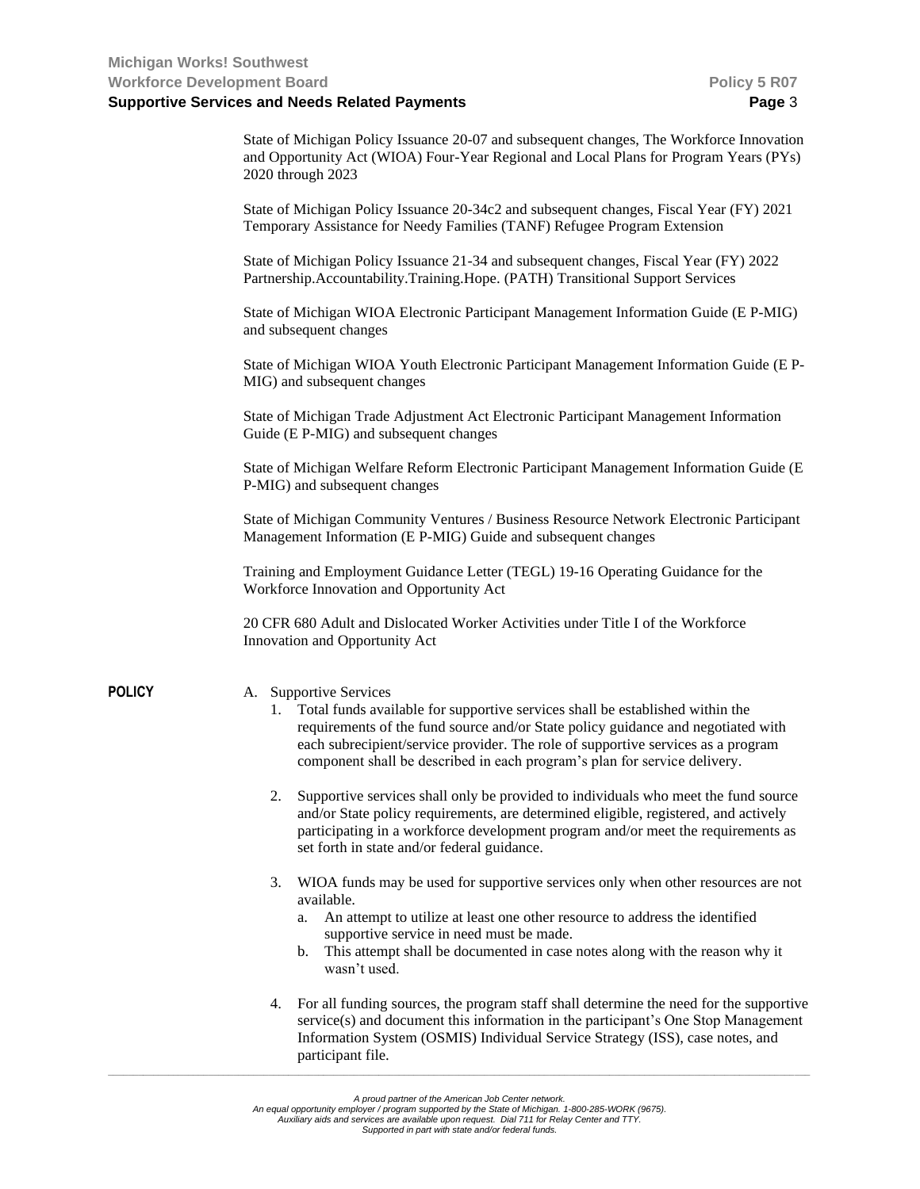State of Michigan Policy Issuance 20-07 and subsequent changes, The Workforce Innovation and Opportunity Act (WIOA) Four-Year Regional and Local Plans for Program Years (PYs) 2020 through 2023

State of Michigan Policy Issuance 20-34c2 and subsequent changes, Fiscal Year (FY) 2021 Temporary Assistance for Needy Families (TANF) Refugee Program Extension

State of Michigan Policy Issuance 21-34 and subsequent changes, Fiscal Year (FY) 2022 Partnership.Accountability.Training.Hope. (PATH) Transitional Support Services

State of Michigan WIOA Electronic Participant Management Information Guide (E P-MIG) and subsequent changes

State of Michigan WIOA Youth Electronic Participant Management Information Guide (E P-MIG) and subsequent changes

State of Michigan Trade Adjustment Act Electronic Participant Management Information Guide (E P-MIG) and subsequent changes

State of Michigan Welfare Reform Electronic Participant Management Information Guide (E P-MIG) and subsequent changes

State of Michigan Community Ventures / Business Resource Network Electronic Participant Management Information (E P-MIG) Guide and subsequent changes

Training and Employment Guidance Letter (TEGL) 19-16 Operating Guidance for the Workforce Innovation and Opportunity Act

20 CFR 680 Adult and Dislocated Worker Activities under Title I of the Workforce Innovation and Opportunity Act

**POLICY**

A. Supportive Services
   1. Total funds available for supportive services shall be established within the requirements of the fund source and/or State policy guidance and negotiated with each subrecipient/service provider. The role of supportive services as a program component shall be described in each program's plan for service delivery.

   2. Supportive services shall only be provided to individuals who meet the fund source and/or State policy requirements, are determined eligible, registered, and actively participating in a workforce development program and/or meet the requirements as set forth in state and/or federal guidance.

   3. WIOA funds may be used for supportive services only when other resources are not available.
      a. An attempt to utilize at least one other resource to address the identified supportive service in need must be made.
      b. This attempt shall be documented in case notes along with the reason why it wasn't used.

   4. For all funding sources, the program staff shall determine the need for the supportive service(s) and document this information in the participant's One Stop Management Information System (OSMIS) Individual Service Strategy (ISS), case notes, and participant file.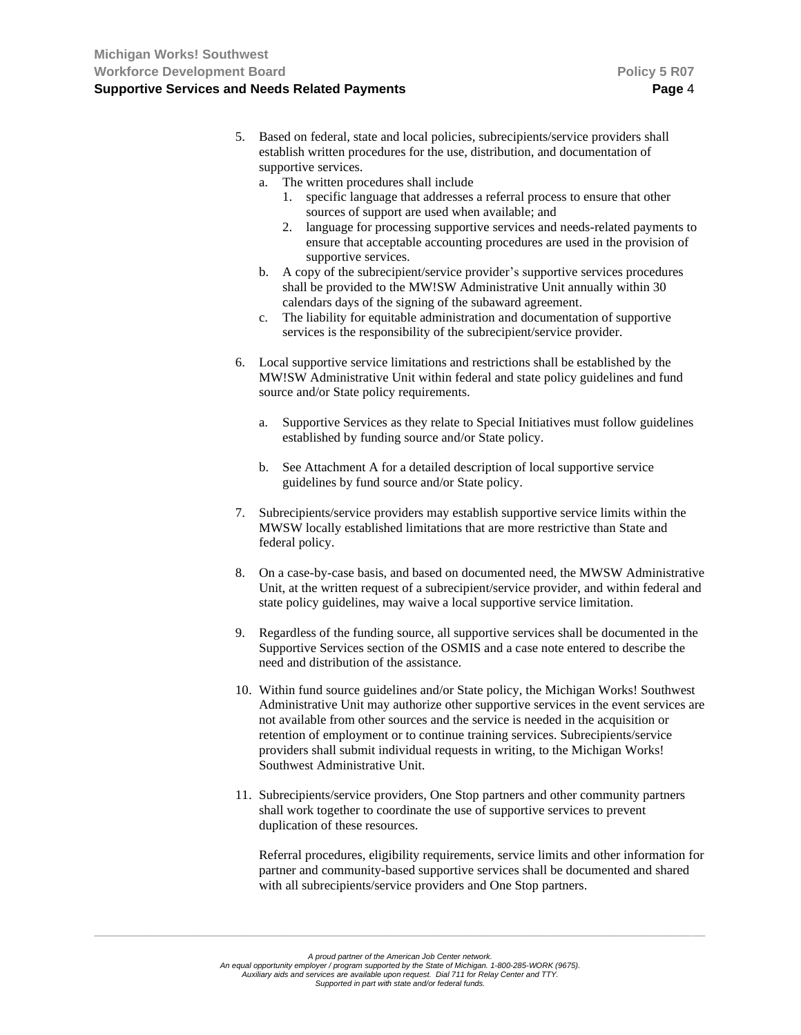5. Based on federal, state and local policies, subrecipients/service providers shall establish written procedures for the use, distribution, and documentation of supportive services.
   a. The written procedures shall include
      1. specific language that addresses a referral process to ensure that other sources of support are used when available; and
      2. language for processing supportive services and needs-related payments to ensure that acceptable accounting procedures are used in the provision of supportive services.
   b. A copy of the subrecipient/service provider's supportive services procedures shall be provided to the MW!SW Administrative Unit annually within 30 calendars days of the signing of the subaward agreement.
   c. The liability for equitable administration and documentation of supportive services is the responsibility of the subrecipient/service provider.

6. Local supportive service limitations and restrictions shall be established by the MW!SW Administrative Unit within federal and state policy guidelines and fund source and/or State policy requirements.

   a. Supportive Services as they relate to Special Initiatives must follow guidelines established by funding source and/or State policy.

   b. See Attachment A for a detailed description of local supportive service guidelines by fund source and/or State policy.

7. Subrecipients/service providers may establish supportive service limits within the MWSW locally established limitations that are more restrictive than State and federal policy.

8. On a case-by-case basis, and based on documented need, the MWSW Administrative Unit, at the written request of a subrecipient/service provider, and within federal and state policy guidelines, may waive a local supportive service limitation.

9. Regardless of the funding source, all supportive services shall be documented in the Supportive Services section of the OSMIS and a case note entered to describe the need and distribution of the assistance.

10. Within fund source guidelines and/or State policy, the Michigan Works! Southwest Administrative Unit may authorize other supportive services in the event services are not available from other sources and the service is needed in the acquisition or retention of employment or to continue training services. Subrecipients/service providers shall submit individual requests in writing, to the Michigan Works! Southwest Administrative Unit.

11. Subrecipients/service providers, One Stop partners and other community partners shall work together to coordinate the use of supportive services to prevent duplication of these resources.

    Referral procedures, eligibility requirements, service limits and other information for partner and community-based supportive services shall be documented and shared with all subrecipients/service providers and One Stop partners.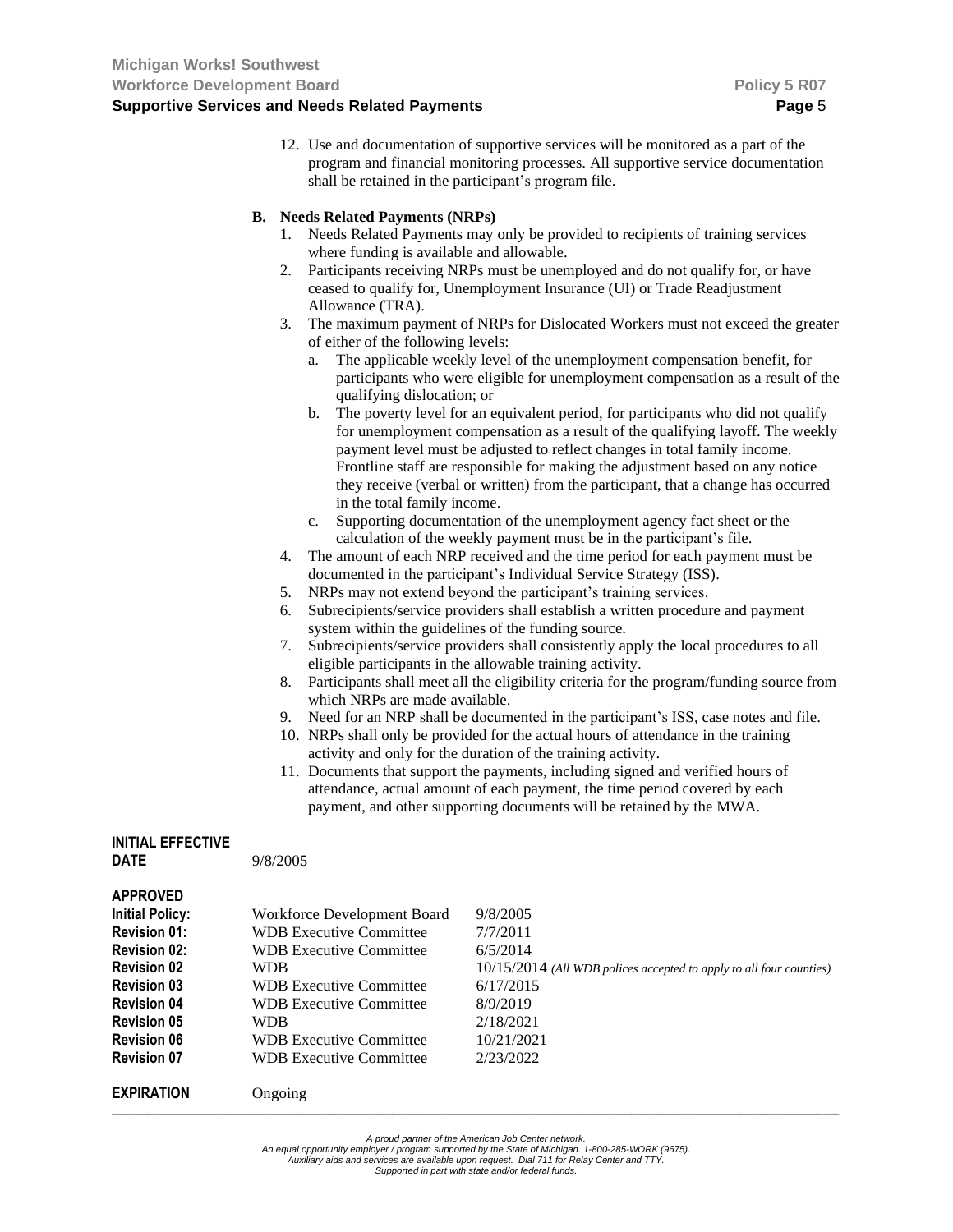12. Use and documentation of supportive services will be monitored as a part of the program and financial monitoring processes. All supportive service documentation shall be retained in the participant's program file.

**B. Needs Related Payments (NRPs)**

1. Needs Related Payments may only be provided to recipients of training services where funding is available and allowable.
2. Participants receiving NRPs must be unemployed and do not qualify for, or have ceased to qualify for, Unemployment Insurance (UI) or Trade Readjustment Allowance (TRA).
3. The maximum payment of NRPs for Dislocated Workers must not exceed the greater of either of the following levels:
   a. The applicable weekly level of the unemployment compensation benefit, for participants who were eligible for unemployment compensation as a result of the qualifying dislocation; or
   b. The poverty level for an equivalent period, for participants who did not qualify for unemployment compensation as a result of the qualifying layoff. The weekly payment level must be adjusted to reflect changes in total family income. Frontline staff are responsible for making the adjustment based on any notice they receive (verbal or written) from the participant, that a change has occurred in the total family income.
   c. Supporting documentation of the unemployment agency fact sheet or the calculation of the weekly payment must be in the participant's file.
4. The amount of each NRP received and the time period for each payment must be documented in the participant's Individual Service Strategy (ISS).
5. NRPs may not extend beyond the participant's training services.
6. Subrecipients/service providers shall establish a written procedure and payment system within the guidelines of the funding source.
7. Subrecipients/service providers shall consistently apply the local procedures to all eligible participants in the allowable training activity.
8. Participants shall meet all the eligibility criteria for the program/funding source from which NRPs are made available.
9. Need for an NRP shall be documented in the participant's ISS, case notes and file.
10. NRPs shall only be provided for the actual hours of attendance in the training activity and only for the duration of the training activity.
11. Documents that support the payments, including signed and verified hours of attendance, actual amount of each payment, the time period covered by each payment, and other supporting documents will be retained by the MWA.

**INITIAL EFFECTIVE DATE** 9/8/2005

**APPROVED**

| | | |
|---|---|---|
| **Initial Policy:** | Workforce Development Board | 9/8/2005 |
| **Revision 01:** | WDB Executive Committee | 7/7/2011 |
| **Revision 02:** | WDB Executive Committee | 6/5/2014 |
| **Revision 02** | WDB | 10/15/2014 *(All WDB polices accepted to apply to all four counties)* |
| **Revision 03** | WDB Executive Committee | 6/17/2015 |
| **Revision 04** | WDB Executive Committee | 8/9/2019 |
| **Revision 05** | WDB | 2/18/2021 |
| **Revision 06** | WDB Executive Committee | 10/21/2021 |
| **Revision 07** | WDB Executive Committee | 2/23/2022 |

**EXPIRATION** Ongoing

*A proud partner of the American Job Center network.*
*An equal opportunity employer / program supported by the State of Michigan. 1-800-285-WORK (9675).*
*Auxiliary aids and services are available upon request. Dial 711 for Relay Center and TTY.*
*Supported in part with state and/or federal funds.*